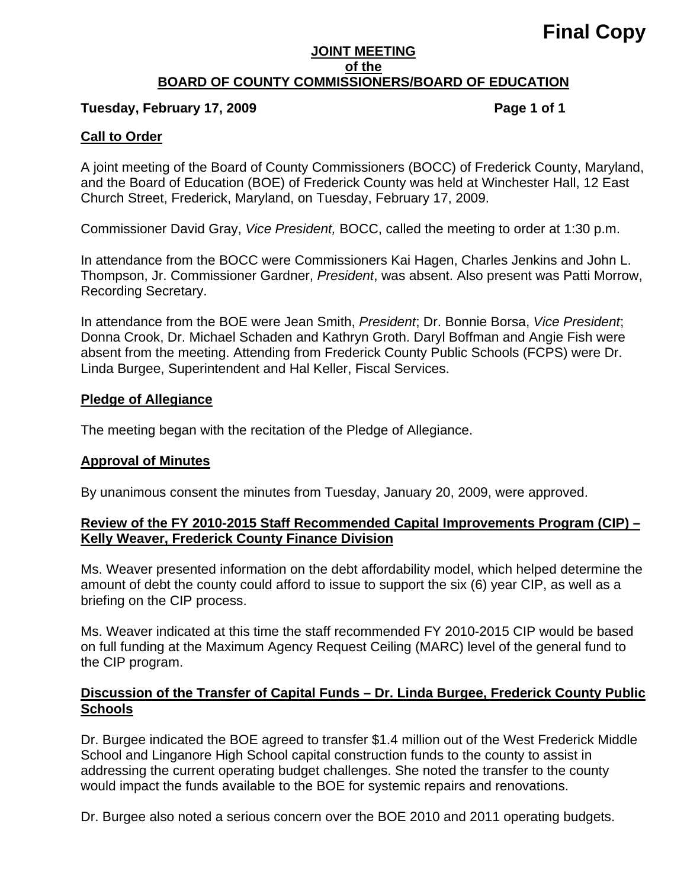**Final Copy**

# JOINT MEETING
# of the
# BOARD OF COUNTY COMMISSIONERS/BOARD OF EDUCATION

**Tuesday, February 17, 2009**

## Call to Order

A joint meeting of the Board of County Commissioners (BOCC) of Frederick County, Maryland, and the Board of Education (BOE) of Frederick County was held at Winchester Hall, 12 East Church Street, Frederick, Maryland, on Tuesday, February 17, 2009.

Commissioner David Gray, *Vice President,* BOCC, called the meeting to order at 1:30 p.m.

In attendance from the BOCC were Commissioners Kai Hagen, Charles Jenkins and John L. Thompson, Jr. Commissioner Gardner, *President*, was absent. Also present was Patti Morrow, Recording Secretary.

In attendance from the BOE were Jean Smith, *President*; Dr. Bonnie Borsa, *Vice President*; Donna Crook, Dr. Michael Schaden and Kathryn Groth. Daryl Boffman and Angie Fish were absent from the meeting. Attending from Frederick County Public Schools (FCPS) were Dr. Linda Burgee, Superintendent and Hal Keller, Fiscal Services.

## Pledge of Allegiance

The meeting began with the recitation of the Pledge of Allegiance.

## Approval of Minutes

By unanimous consent the minutes from Tuesday, January 20, 2009, were approved.

## Review of the FY 2010-2015 Staff Recommended Capital Improvements Program (CIP) – Kelly Weaver, Frederick County Finance Division

Ms. Weaver presented information on the debt affordability model, which helped determine the amount of debt the county could afford to issue to support the six (6) year CIP, as well as a briefing on the CIP process.

Ms. Weaver indicated at this time the staff recommended FY 2010-2015 CIP would be based on full funding at the Maximum Agency Request Ceiling (MARC) level of the general fund to the CIP program.

## Discussion of the Transfer of Capital Funds – Dr. Linda Burgee, Frederick County Public Schools

Dr. Burgee indicated the BOE agreed to transfer $1.4 million out of the West Frederick Middle School and Linganore High School capital construction funds to the county to assist in addressing the current operating budget challenges. She noted the transfer to the county would impact the funds available to the BOE for systemic repairs and renovations.

Dr. Burgee also noted a serious concern over the BOE 2010 and 2011 operating budgets.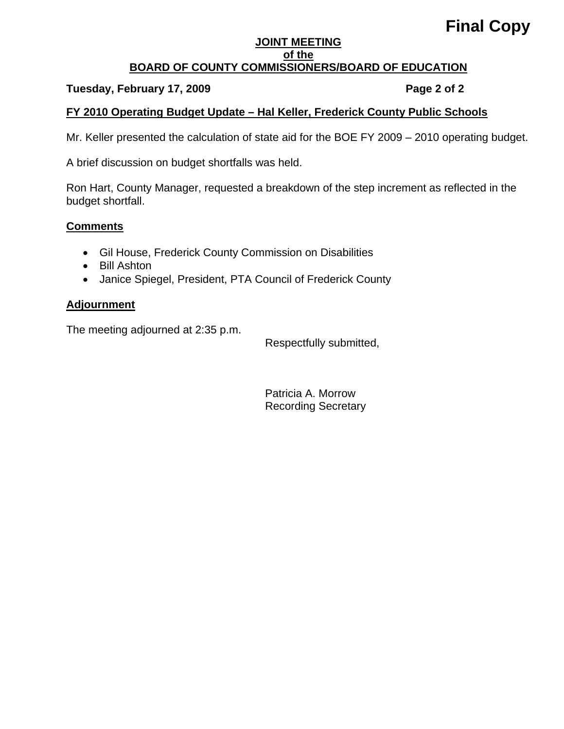**Final Copy**

**JOINT MEETING**
**of the**
**BOARD OF COUNTY COMMISSIONERS/BOARD OF EDUCATION**

**Tuesday, February 17, 2009**

## FY 2010 Operating Budget Update – Hal Keller, Frederick County Public Schools

Mr. Keller presented the calculation of state aid for the BOE FY 2009 – 2010 operating budget.

A brief discussion on budget shortfalls was held.

Ron Hart, County Manager, requested a breakdown of the step increment as reflected in the budget shortfall.

## Comments

- Gil House, Frederick County Commission on Disabilities
- Bill Ashton
- Janice Spiegel, President, PTA Council of Frederick County

## Adjournment

The meeting adjourned at 2:35 p.m.

Respectfully submitted,

Patricia A. Morrow
Recording Secretary